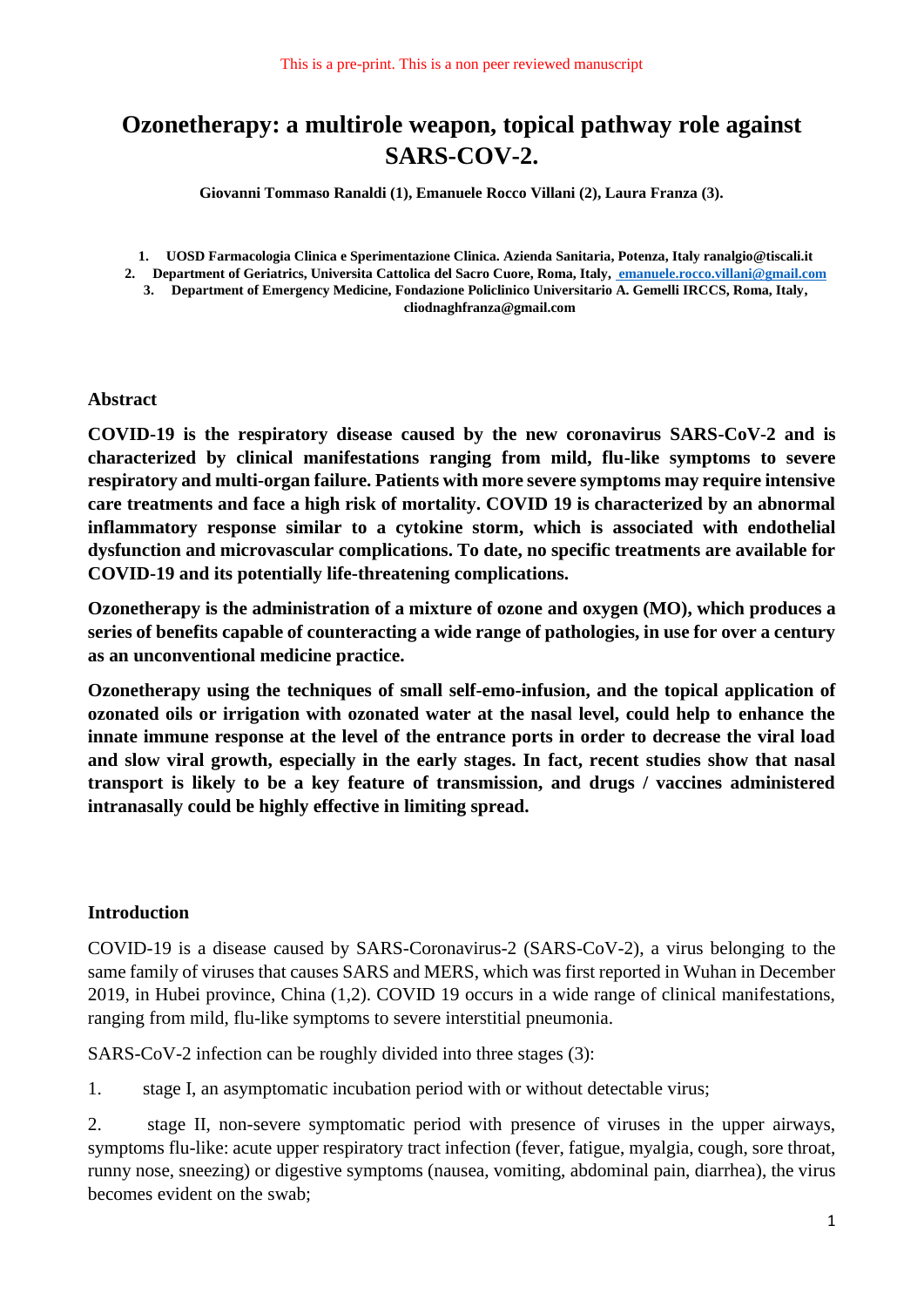This is a pre-print. This is a non peer reviewed manuscript

# Ozonetherapy: a multirole weapon, topical pathway role against SARS-COV-2.

**Giovanni Tommaso Ranaldi (1), Emanuele Rocco Villani (2), Laura Franza (3).**

1. **UOSD Farmacologia Clinica e Sperimentazione Clinica. Azienda Sanitaria, Potenza, Italy ranalgio@tiscali.it**
2. **Department of Geriatrics, Universita Cattolica del Sacro Cuore, Roma, Italy, emanuele.rocco.villani@gmail.com**
3. **Department of Emergency Medicine, Fondazione Policlinico Universitario A. Gemelli IRCCS, Roma, Italy, cliodnaghfranza@gmail.com**

## Abstract

**COVID-19 is the respiratory disease caused by the new coronavirus SARS-CoV-2 and is characterized by clinical manifestations ranging from mild, flu-like symptoms to severe respiratory and multi-organ failure. Patients with more severe symptoms may require intensive care treatments and face a high risk of mortality. COVID 19 is characterized by an abnormal inflammatory response similar to a cytokine storm, which is associated with endothelial dysfunction and microvascular complications. To date, no specific treatments are available for COVID-19 and its potentially life-threatening complications.**

**Ozonetherapy is the administration of a mixture of ozone and oxygen (MO), which produces a series of benefits capable of counteracting a wide range of pathologies, in use for over a century as an unconventional medicine practice.**

**Ozonetherapy using the techniques of small self-emo-infusion, and the topical application of ozonated oils or irrigation with ozonated water at the nasal level, could help to enhance the innate immune response at the level of the entrance ports in order to decrease the viral load and slow viral growth, especially in the early stages. In fact, recent studies show that nasal transport is likely to be a key feature of transmission, and drugs / vaccines administered intranasally could be highly effective in limiting spread.**

## Introduction

COVID-19 is a disease caused by SARS-Coronavirus-2 (SARS-CoV-2), a virus belonging to the same family of viruses that causes SARS and MERS, which was first reported in Wuhan in December 2019, in Hubei province, China (1,2). COVID 19 occurs in a wide range of clinical manifestations, ranging from mild, flu-like symptoms to severe interstitial pneumonia.

SARS-CoV-2 infection can be roughly divided into three stages (3):

1. stage I, an asymptomatic incubation period with or without detectable virus;
2. stage II, non-severe symptomatic period with presence of viruses in the upper airways, symptoms flu-like: acute upper respiratory tract infection (fever, fatigue, myalgia, cough, sore throat, runny nose, sneezing) or digestive symptoms (nausea, vomiting, abdominal pain, diarrhea), the virus becomes evident on the swab;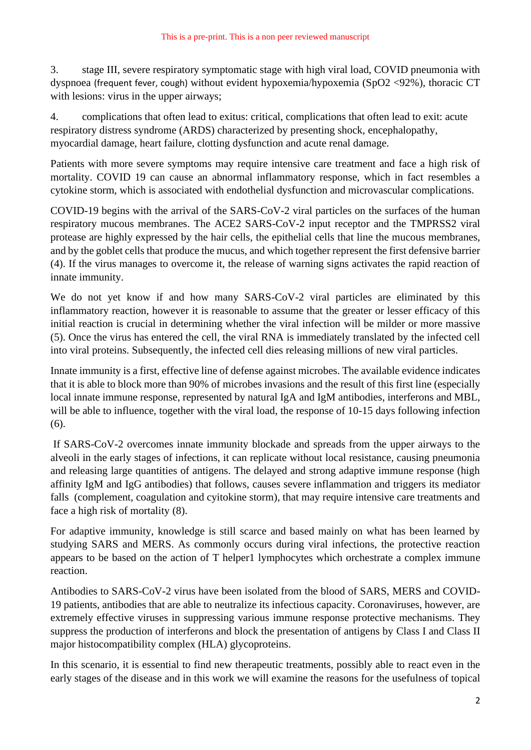3. stage III, severe respiratory symptomatic stage with high viral load, COVID pneumonia with dyspnoea (frequent fever, cough) without evident hypoxemia/hypoxemia (SpO2 <92%), thoracic CT with lesions: virus in the upper airways;

4. complications that often lead to exitus: critical, complications that often lead to exit: acute respiratory distress syndrome (ARDS) characterized by presenting shock, encephalopathy, myocardial damage, heart failure, clotting dysfunction and acute renal damage.

Patients with more severe symptoms may require intensive care treatment and face a high risk of mortality. COVID 19 can cause an abnormal inflammatory response, which in fact resembles a cytokine storm, which is associated with endothelial dysfunction and microvascular complications.

COVID-19 begins with the arrival of the SARS-CoV-2 viral particles on the surfaces of the human respiratory mucous membranes. The ACE2 SARS-CoV-2 input receptor and the TMPRSS2 viral protease are highly expressed by the hair cells, the epithelial cells that line the mucous membranes, and by the goblet cells that produce the mucus, and which together represent the first defensive barrier (4). If the virus manages to overcome it, the release of warning signs activates the rapid reaction of innate immunity.

We do not yet know if and how many SARS-CoV-2 viral particles are eliminated by this inflammatory reaction, however it is reasonable to assume that the greater or lesser efficacy of this initial reaction is crucial in determining whether the viral infection will be milder or more massive (5). Once the virus has entered the cell, the viral RNA is immediately translated by the infected cell into viral proteins. Subsequently, the infected cell dies releasing millions of new viral particles.

Innate immunity is a first, effective line of defense against microbes. The available evidence indicates that it is able to block more than 90% of microbes invasions and the result of this first line (especially local innate immune response, represented by natural IgA and IgM antibodies, interferons and MBL, will be able to influence, together with the viral load, the response of 10-15 days following infection (6).

If SARS-CoV-2 overcomes innate immunity blockade and spreads from the upper airways to the alveoli in the early stages of infections, it can replicate without local resistance, causing pneumonia and releasing large quantities of antigens. The delayed and strong adaptive immune response (high affinity IgM and IgG antibodies) that follows, causes severe inflammation and triggers its mediator falls (complement, coagulation and cyitokine storm), that may require intensive care treatments and face a high risk of mortality (8).

For adaptive immunity, knowledge is still scarce and based mainly on what has been learned by studying SARS and MERS. As commonly occurs during viral infections, the protective reaction appears to be based on the action of T helper1 lymphocytes which orchestrate a complex immune reaction.

Antibodies to SARS-CoV-2 virus have been isolated from the blood of SARS, MERS and COVID-19 patients, antibodies that are able to neutralize its infectious capacity. Coronaviruses, however, are extremely effective viruses in suppressing various immune response protective mechanisms. They suppress the production of interferons and block the presentation of antigens by Class I and Class II major histocompatibility complex (HLA) glycoproteins.

In this scenario, it is essential to find new therapeutic treatments, possibly able to react even in the early stages of the disease and in this work we will examine the reasons for the usefulness of topical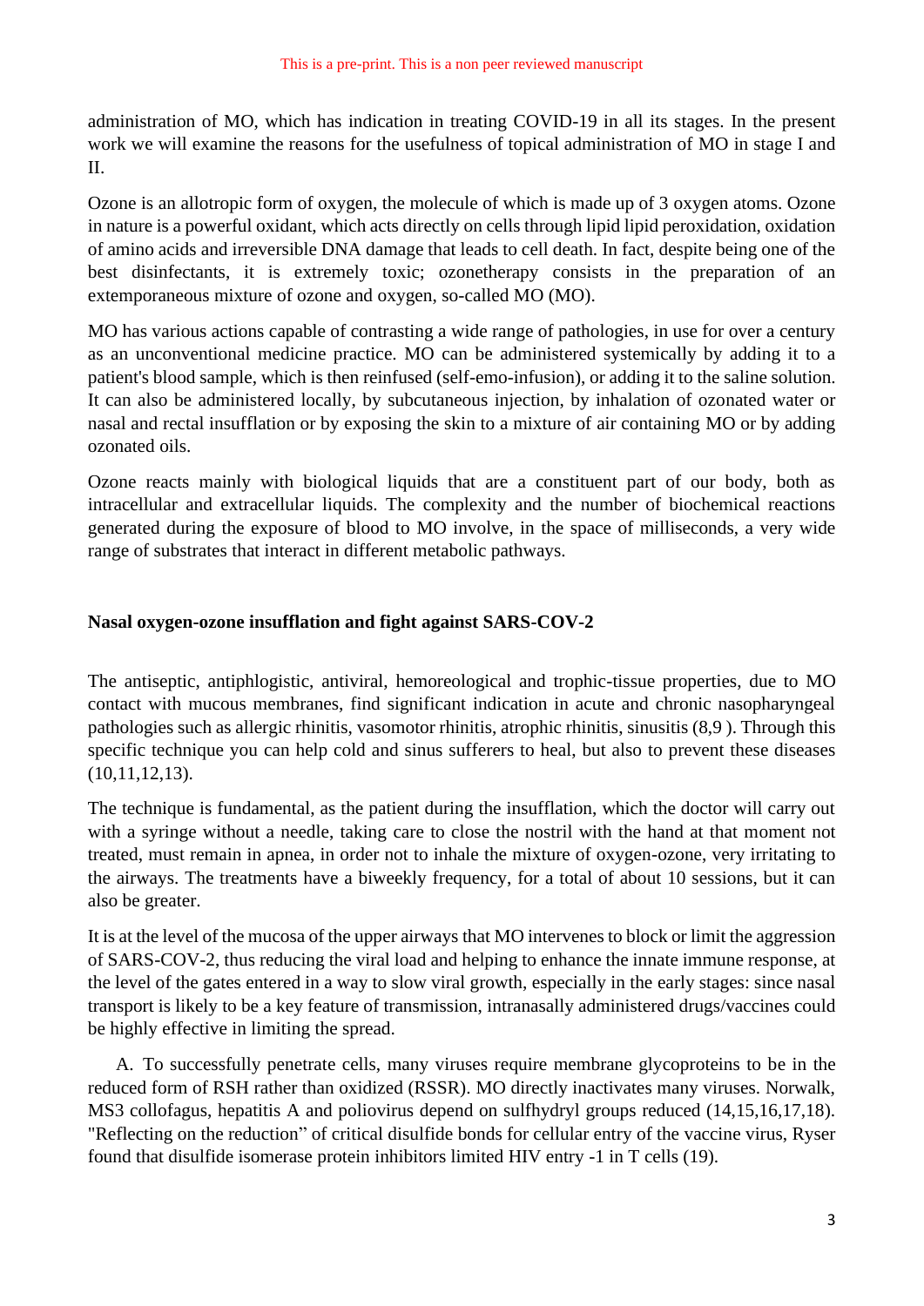administration of MO, which has indication in treating COVID-19 in all its stages. In the present work we will examine the reasons for the usefulness of topical administration of MO in stage I and II.

Ozone is an allotropic form of oxygen, the molecule of which is made up of 3 oxygen atoms. Ozone in nature is a powerful oxidant, which acts directly on cells through lipid lipid peroxidation, oxidation of amino acids and irreversible DNA damage that leads to cell death. In fact, despite being one of the best disinfectants, it is extremely toxic; ozonetherapy consists in the preparation of an extemporaneous mixture of ozone and oxygen, so-called MO (MO).

MO has various actions capable of contrasting a wide range of pathologies, in use for over a century as an unconventional medicine practice. MO can be administered systemically by adding it to a patient's blood sample, which is then reinfused (self-emo-infusion), or adding it to the saline solution. It can also be administered locally, by subcutaneous injection, by inhalation of ozonated water or nasal and rectal insufflation or by exposing the skin to a mixture of air containing MO or by adding ozonated oils.

Ozone reacts mainly with biological liquids that are a constituent part of our body, both as intracellular and extracellular liquids. The complexity and the number of biochemical reactions generated during the exposure of blood to MO involve, in the space of milliseconds, a very wide range of substrates that interact in different metabolic pathways.

## Nasal oxygen-ozone insufflation and fight against SARS-COV-2

The antiseptic, antiphlogistic, antiviral, hemoreological and trophic-tissue properties, due to MO contact with mucous membranes, find significant indication in acute and chronic nasopharyngeal pathologies such as allergic rhinitis, vasomotor rhinitis, atrophic rhinitis, sinusitis (8,9 ). Through this specific technique you can help cold and sinus sufferers to heal, but also to prevent these diseases (10,11,12,13).

The technique is fundamental, as the patient during the insufflation, which the doctor will carry out with a syringe without a needle, taking care to close the nostril with the hand at that moment not treated, must remain in apnea, in order not to inhale the mixture of oxygen-ozone, very irritating to the airways. The treatments have a biweekly frequency, for a total of about 10 sessions, but it can also be greater.

It is at the level of the mucosa of the upper airways that MO intervenes to block or limit the aggression of SARS-COV-2, thus reducing the viral load and helping to enhance the innate immune response, at the level of the gates entered in a way to slow viral growth, especially in the early stages: since nasal transport is likely to be a key feature of transmission, intranasally administered drugs/vaccines could be highly effective in limiting the spread.

A. To successfully penetrate cells, many viruses require membrane glycoproteins to be in the reduced form of RSH rather than oxidized (RSSR). MO directly inactivates many viruses. Norwalk, MS3 collofagus, hepatitis A and poliovirus depend on sulfhydryl groups reduced (14,15,16,17,18). "Reflecting on the reduction" of critical disulfide bonds for cellular entry of the vaccine virus, Ryser found that disulfide isomerase protein inhibitors limited HIV entry -1 in T cells (19).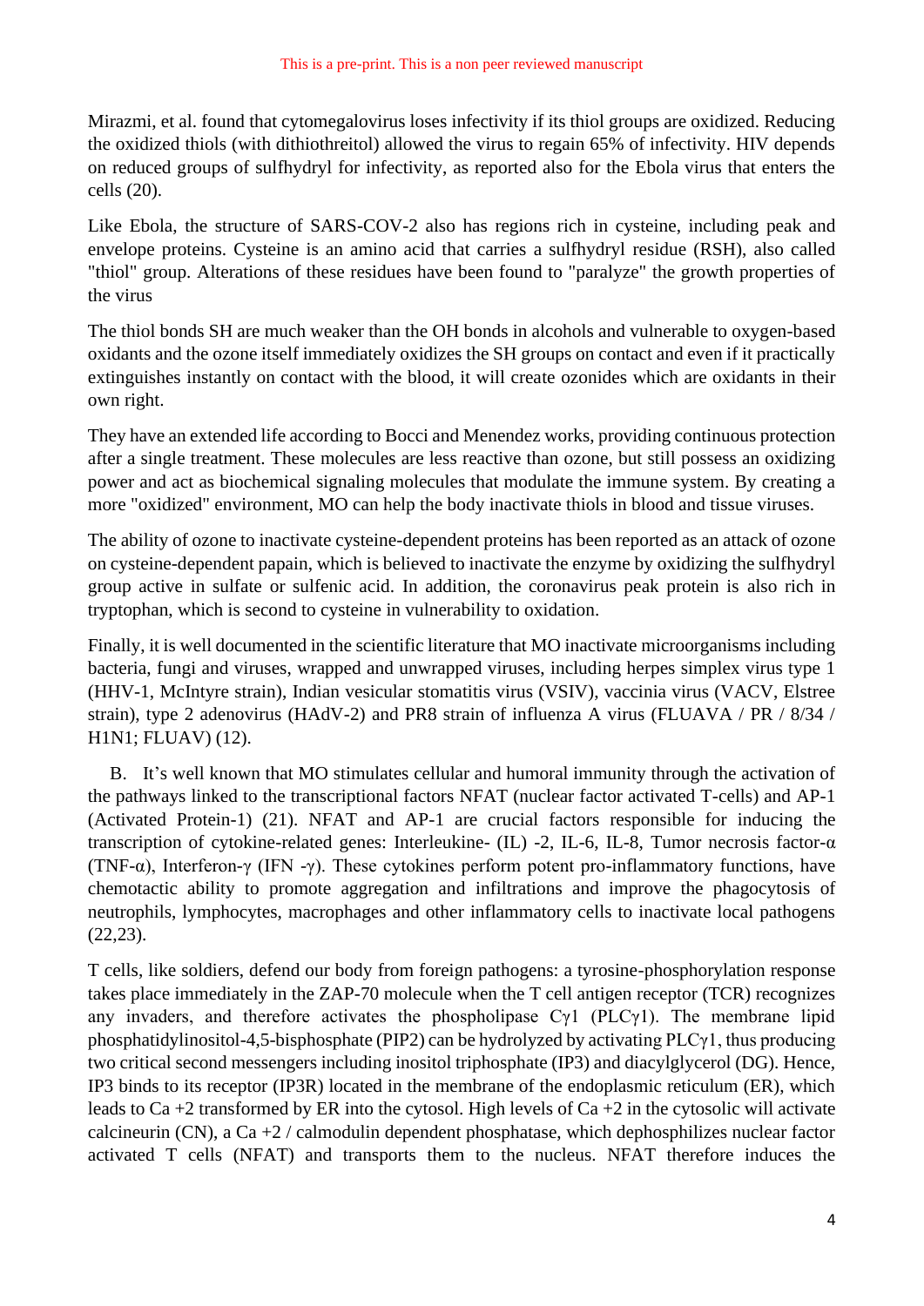Mirazmi, et al. found that cytomegalovirus loses infectivity if its thiol groups are oxidized. Reducing the oxidized thiols (with dithiothreitol) allowed the virus to regain 65% of infectivity. HIV depends on reduced groups of sulfhydryl for infectivity, as reported also for the Ebola virus that enters the cells (20).

Like Ebola, the structure of SARS-COV-2 also has regions rich in cysteine, including peak and envelope proteins. Cysteine is an amino acid that carries a sulfhydryl residue (RSH), also called "thiol" group. Alterations of these residues have been found to "paralyze" the growth properties of the virus

The thiol bonds SH are much weaker than the OH bonds in alcohols and vulnerable to oxygen-based oxidants and the ozone itself immediately oxidizes the SH groups on contact and even if it practically extinguishes instantly on contact with the blood, it will create ozonides which are oxidants in their own right.

They have an extended life according to Bocci and Menendez works, providing continuous protection after a single treatment. These molecules are less reactive than ozone, but still possess an oxidizing power and act as biochemical signaling molecules that modulate the immune system. By creating a more "oxidized" environment, MO can help the body inactivate thiols in blood and tissue viruses.

The ability of ozone to inactivate cysteine-dependent proteins has been reported as an attack of ozone on cysteine-dependent papain, which is believed to inactivate the enzyme by oxidizing the sulfhydryl group active in sulfate or sulfenic acid. In addition, the coronavirus peak protein is also rich in tryptophan, which is second to cysteine in vulnerability to oxidation.

Finally, it is well documented in the scientific literature that MO inactivate microorganisms including bacteria, fungi and viruses, wrapped and unwrapped viruses, including herpes simplex virus type 1 (HHV-1, McIntyre strain), Indian vesicular stomatitis virus (VSIV), vaccinia virus (VACV, Elstree strain), type 2 adenovirus (HAdV-2) and PR8 strain of influenza A virus (FLUAVA / PR / 8/34 / H1N1; FLUAV) (12).

B. It's well known that MO stimulates cellular and humoral immunity through the activation of the pathways linked to the transcriptional factors NFAT (nuclear factor activated T-cells) and AP-1 (Activated Protein-1) (21). NFAT and AP-1 are crucial factors responsible for inducing the transcription of cytokine-related genes: Interleukine- (IL) -2, IL-6, IL-8, Tumor necrosis factor-α (TNF-α), Interferon-γ (IFN -γ). These cytokines perform potent pro-inflammatory functions, have chemotactic ability to promote aggregation and infiltrations and improve the phagocytosis of neutrophils, lymphocytes, macrophages and other inflammatory cells to inactivate local pathogens (22,23).

T cells, like soldiers, defend our body from foreign pathogens: a tyrosine-phosphorylation response takes place immediately in the ZAP-70 molecule when the T cell antigen receptor (TCR) recognizes any invaders, and therefore activates the phospholipase Cγ1 (PLCγ1). The membrane lipid phosphatidylinositol-4,5-bisphosphate (PIP2) can be hydrolyzed by activating PLCγ1, thus producing two critical second messengers including inositol triphosphate (IP3) and diacylglycerol (DG). Hence, IP3 binds to its receptor (IP3R) located in the membrane of the endoplasmic reticulum (ER), which leads to Ca +2 transformed by ER into the cytosol. High levels of Ca +2 in the cytosolic will activate calcineurin (CN), a Ca +2 / calmodulin dependent phosphatase, which dephosphilizes nuclear factor activated T cells (NFAT) and transports them to the nucleus. NFAT therefore induces the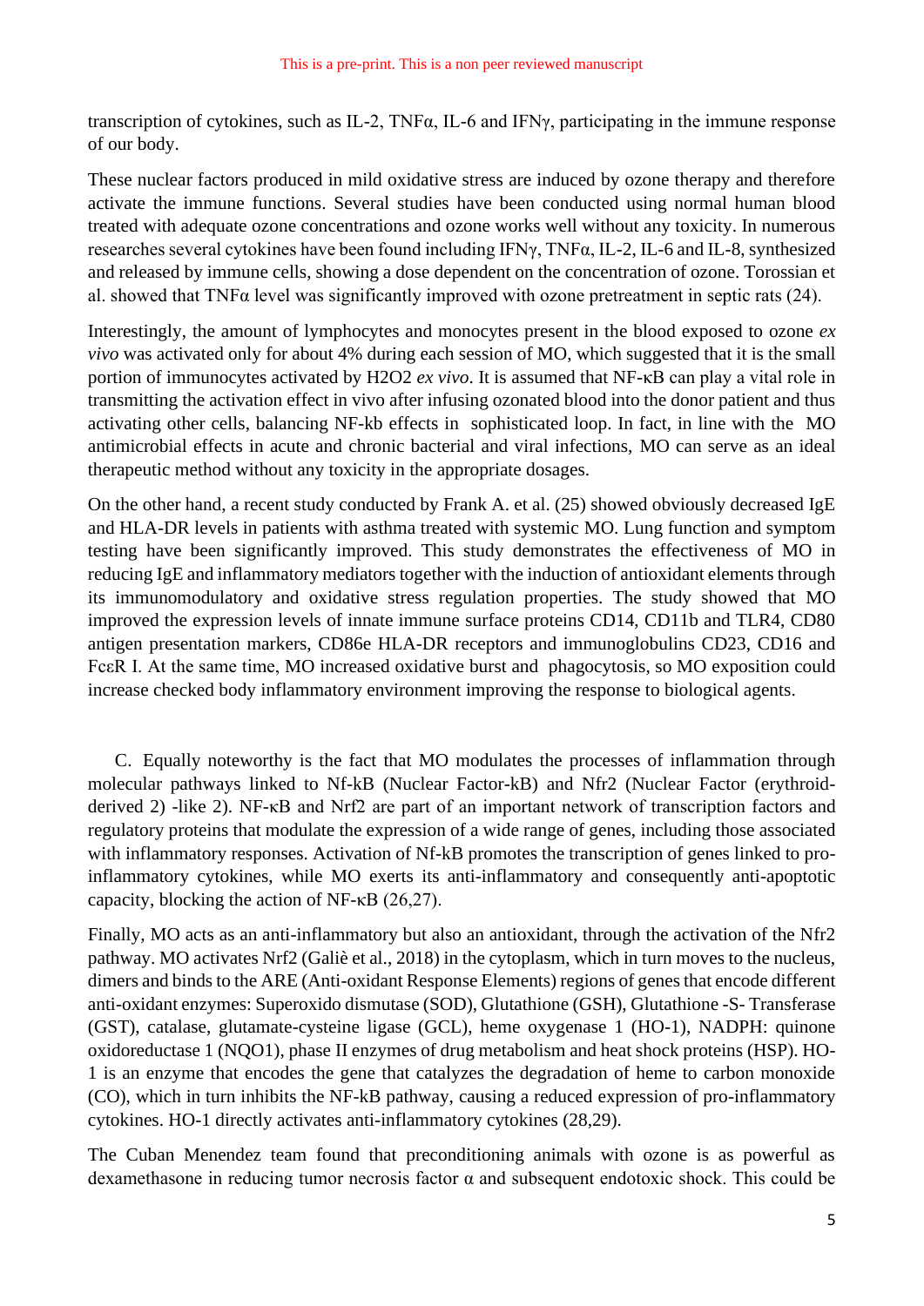transcription of cytokines, such as IL-2, TNFα, IL-6 and IFNγ, participating in the immune response of our body.

These nuclear factors produced in mild oxidative stress are induced by ozone therapy and therefore activate the immune functions. Several studies have been conducted using normal human blood treated with adequate ozone concentrations and ozone works well without any toxicity. In numerous researches several cytokines have been found including IFNγ, TNFα, IL-2, IL-6 and IL-8, synthesized and released by immune cells, showing a dose dependent on the concentration of ozone. Torossian et al. showed that TNFα level was significantly improved with ozone pretreatment in septic rats (24).

Interestingly, the amount of lymphocytes and monocytes present in the blood exposed to ozone *ex vivo* was activated only for about 4% during each session of MO, which suggested that it is the small portion of immunocytes activated by H2O2 *ex vivo*. It is assumed that NF-κB can play a vital role in transmitting the activation effect in vivo after infusing ozonated blood into the donor patient and thus activating other cells, balancing NF-kb effects in sophisticated loop. In fact, in line with the MO antimicrobial effects in acute and chronic bacterial and viral infections, MO can serve as an ideal therapeutic method without any toxicity in the appropriate dosages.

On the other hand, a recent study conducted by Frank A. et al. (25) showed obviously decreased IgE and HLA-DR levels in patients with asthma treated with systemic MO. Lung function and symptom testing have been significantly improved. This study demonstrates the effectiveness of MO in reducing IgE and inflammatory mediators together with the induction of antioxidant elements through its immunomodulatory and oxidative stress regulation properties. The study showed that MO improved the expression levels of innate immune surface proteins CD14, CD11b and TLR4, CD80 antigen presentation markers, CD86e HLA-DR receptors and immunoglobulins CD23, CD16 and FcεR I. At the same time, MO increased oxidative burst and phagocytosis, so MO exposition could increase checked body inflammatory environment improving the response to biological agents.

C. Equally noteworthy is the fact that MO modulates the processes of inflammation through molecular pathways linked to Nf-kB (Nuclear Factor-kB) and Nfr2 (Nuclear Factor (erythroid-derived 2) -like 2). NF-κB and Nrf2 are part of an important network of transcription factors and regulatory proteins that modulate the expression of a wide range of genes, including those associated with inflammatory responses. Activation of Nf-kB promotes the transcription of genes linked to pro-inflammatory cytokines, while MO exerts its anti-inflammatory and consequently anti-apoptotic capacity, blocking the action of NF-κB (26,27).

Finally, MO acts as an anti-inflammatory but also an antioxidant, through the activation of the Nfr2 pathway. MO activates Nrf2 (Galiè et al., 2018) in the cytoplasm, which in turn moves to the nucleus, dimers and binds to the ARE (Anti-oxidant Response Elements) regions of genes that encode different anti-oxidant enzymes: Superoxido dismutase (SOD), Glutathione (GSH), Glutathione -S- Transferase (GST), catalase, glutamate-cysteine ligase (GCL), heme oxygenase 1 (HO-1), NADPH: quinone oxidoreductase 1 (NQO1), phase II enzymes of drug metabolism and heat shock proteins (HSP). HO-1 is an enzyme that encodes the gene that catalyzes the degradation of heme to carbon monoxide (CO), which in turn inhibits the NF-kB pathway, causing a reduced expression of pro-inflammatory cytokines. HO-1 directly activates anti-inflammatory cytokines (28,29).

The Cuban Menendez team found that preconditioning animals with ozone is as powerful as dexamethasone in reducing tumor necrosis factor α and subsequent endotoxic shock. This could be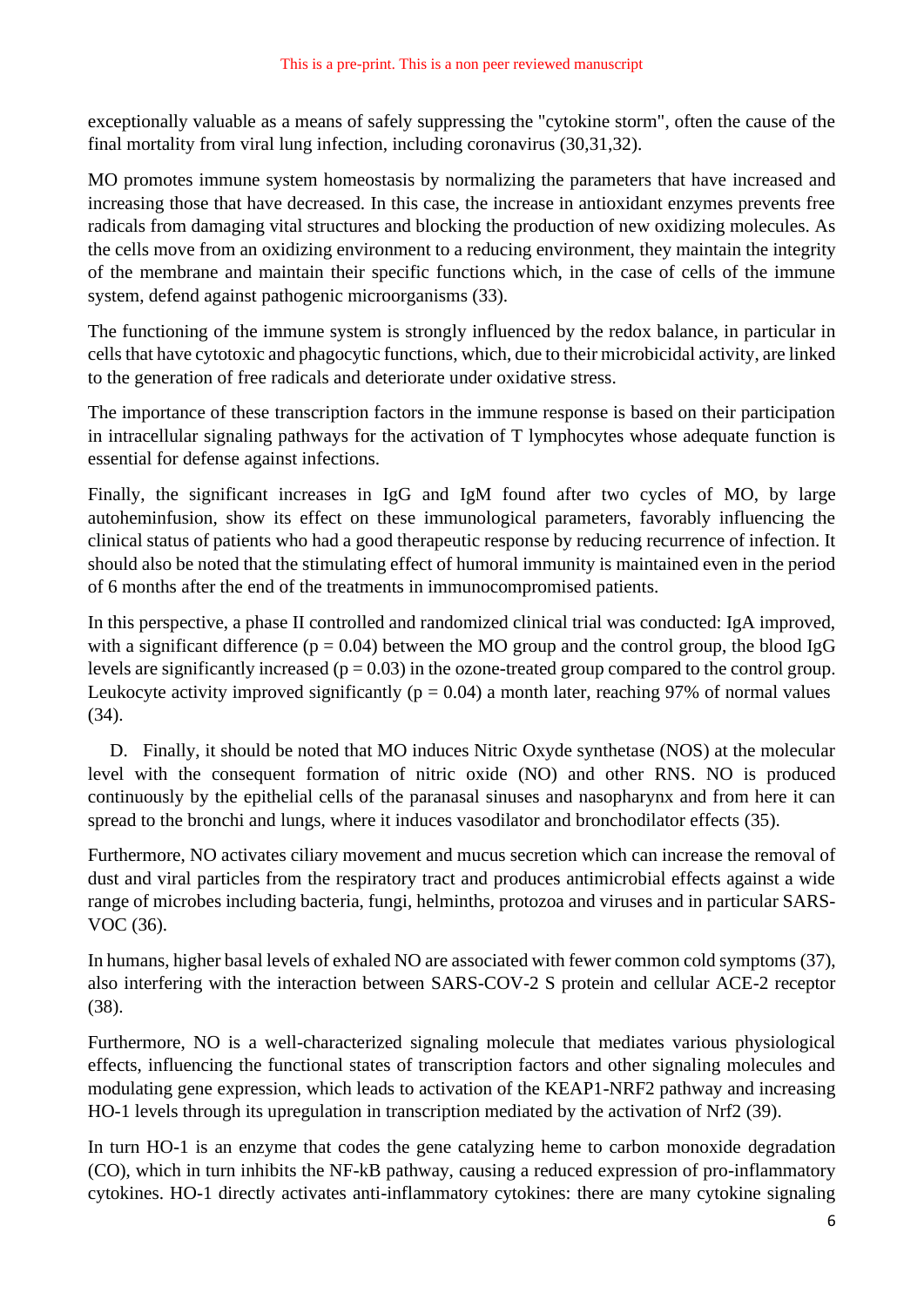exceptionally valuable as a means of safely suppressing the "cytokine storm", often the cause of the final mortality from viral lung infection, including coronavirus (30,31,32).

MO promotes immune system homeostasis by normalizing the parameters that have increased and increasing those that have decreased. In this case, the increase in antioxidant enzymes prevents free radicals from damaging vital structures and blocking the production of new oxidizing molecules. As the cells move from an oxidizing environment to a reducing environment, they maintain the integrity of the membrane and maintain their specific functions which, in the case of cells of the immune system, defend against pathogenic microorganisms (33).

The functioning of the immune system is strongly influenced by the redox balance, in particular in cells that have cytotoxic and phagocytic functions, which, due to their microbicidal activity, are linked to the generation of free radicals and deteriorate under oxidative stress.

The importance of these transcription factors in the immune response is based on their participation in intracellular signaling pathways for the activation of T lymphocytes whose adequate function is essential for defense against infections.

Finally, the significant increases in IgG and IgM found after two cycles of MO, by large autoheminfusion, show its effect on these immunological parameters, favorably influencing the clinical status of patients who had a good therapeutic response by reducing recurrence of infection. It should also be noted that the stimulating effect of humoral immunity is maintained even in the period of 6 months after the end of the treatments in immunocompromised patients.

In this perspective, a phase II controlled and randomized clinical trial was conducted: IgA improved, with a significant difference ($p = 0.04$) between the MO group and the control group, the blood IgG levels are significantly increased ($p = 0.03$) in the ozone-treated group compared to the control group. Leukocyte activity improved significantly ($p = 0.04$) a month later, reaching 97% of normal values (34).

D. Finally, it should be noted that MO induces Nitric Oxyde synthetase (NOS) at the molecular level with the consequent formation of nitric oxide (NO) and other RNS. NO is produced continuously by the epithelial cells of the paranasal sinuses and nasopharynx and from here it can spread to the bronchi and lungs, where it induces vasodilator and bronchodilator effects (35).

Furthermore, NO activates ciliary movement and mucus secretion which can increase the removal of dust and viral particles from the respiratory tract and produces antimicrobial effects against a wide range of microbes including bacteria, fungi, helminths, protozoa and viruses and in particular SARS-VOC (36).

In humans, higher basal levels of exhaled NO are associated with fewer common cold symptoms (37), also interfering with the interaction between SARS-COV-2 S protein and cellular ACE-2 receptor (38).

Furthermore, NO is a well-characterized signaling molecule that mediates various physiological effects, influencing the functional states of transcription factors and other signaling molecules and modulating gene expression, which leads to activation of the KEAP1-NRF2 pathway and increasing HO-1 levels through its upregulation in transcription mediated by the activation of Nrf2 (39).

In turn HO-1 is an enzyme that codes the gene catalyzing heme to carbon monoxide degradation (CO), which in turn inhibits the NF-kB pathway, causing a reduced expression of pro-inflammatory cytokines. HO-1 directly activates anti-inflammatory cytokines: there are many cytokine signaling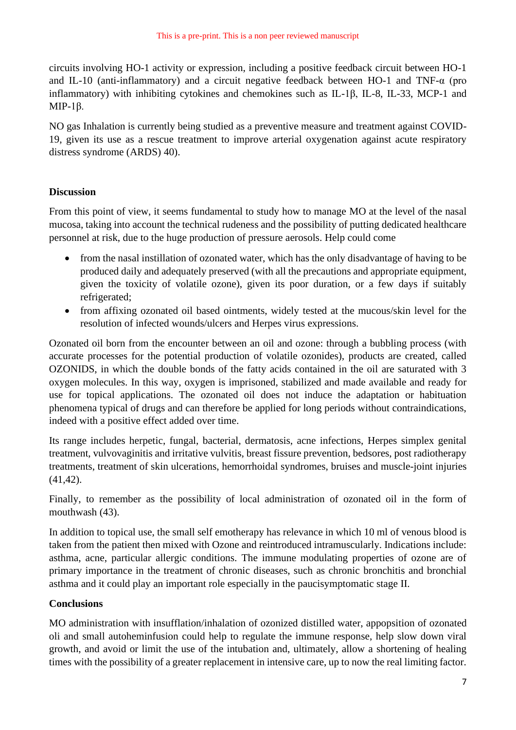circuits involving HO-1 activity or expression, including a positive feedback circuit between HO-1 and IL-10 (anti-inflammatory) and a circuit negative feedback between HO-1 and TNF-α (pro inflammatory) with inhibiting cytokines and chemokines such as IL-1β, IL-8, IL-33, MCP-1 and MIP-1β.

NO gas Inhalation is currently being studied as a preventive measure and treatment against COVID-19, given its use as a rescue treatment to improve arterial oxygenation against acute respiratory distress syndrome (ARDS) 40).

## Discussion

From this point of view, it seems fundamental to study how to manage MO at the level of the nasal mucosa, taking into account the technical rudeness and the possibility of putting dedicated healthcare personnel at risk, due to the huge production of pressure aerosols. Help could come

- from the nasal instillation of ozonated water, which has the only disadvantage of having to be produced daily and adequately preserved (with all the precautions and appropriate equipment, given the toxicity of volatile ozone), given its poor duration, or a few days if suitably refrigerated;
- from affixing ozonated oil based ointments, widely tested at the mucous/skin level for the resolution of infected wounds/ulcers and Herpes virus expressions.

Ozonated oil born from the encounter between an oil and ozone: through a bubbling process (with accurate processes for the potential production of volatile ozonides), products are created, called OZONIDS, in which the double bonds of the fatty acids contained in the oil are saturated with 3 oxygen molecules. In this way, oxygen is imprisoned, stabilized and made available and ready for use for topical applications. The ozonated oil does not induce the adaptation or habituation phenomena typical of drugs and can therefore be applied for long periods without contraindications, indeed with a positive effect added over time.

Its range includes herpetic, fungal, bacterial, dermatosis, acne infections, Herpes simplex genital treatment, vulvovaginitis and irritative vulvitis, breast fissure prevention, bedsores, post radiotherapy treatments, treatment of skin ulcerations, hemorrhoidal syndromes, bruises and muscle-joint injuries (41,42).

Finally, to remember as the possibility of local administration of ozonated oil in the form of mouthwash (43).

In addition to topical use, the small self emotherapy has relevance in which 10 ml of venous blood is taken from the patient then mixed with Ozone and reintroduced intramuscularly. Indications include: asthma, acne, particular allergic conditions. The immune modulating properties of ozone are of primary importance in the treatment of chronic diseases, such as chronic bronchitis and bronchial asthma and it could play an important role especially in the paucisymptomatic stage II.

## Conclusions

MO administration with insufflation/inhalation of ozonized distilled water, appopsition of ozonated oli and small autoheminfusion could help to regulate the immune response, help slow down viral growth, and avoid or limit the use of the intubation and, ultimately, allow a shortening of healing times with the possibility of a greater replacement in intensive care, up to now the real limiting factor.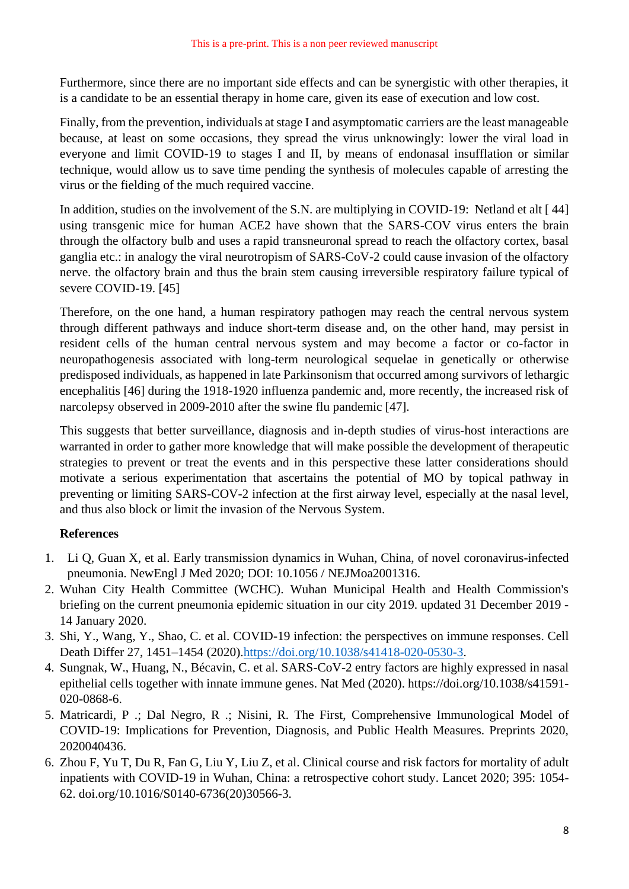Furthermore, since there are no important side effects and can be synergistic with other therapies, it is a candidate to be an essential therapy in home care, given its ease of execution and low cost.

Finally, from the prevention, individuals at stage I and asymptomatic carriers are the least manageable because, at least on some occasions, they spread the virus unknowingly: lower the viral load in everyone and limit COVID-19 to stages I and II, by means of endonasal insufflation or similar technique, would allow us to save time pending the synthesis of molecules capable of arresting the virus or the fielding of the much required vaccine.

In addition, studies on the involvement of the S.N. are multiplying in COVID-19: Netland et alt [ 44] using transgenic mice for human ACE2 have shown that the SARS-COV virus enters the brain through the olfactory bulb and uses a rapid transneuronal spread to reach the olfactory cortex, basal ganglia etc.: in analogy the viral neurotropism of SARS-CoV-2 could cause invasion of the olfactory nerve. the olfactory brain and thus the brain stem causing irreversible respiratory failure typical of severe COVID-19. [45]

Therefore, on the one hand, a human respiratory pathogen may reach the central nervous system through different pathways and induce short-term disease and, on the other hand, may persist in resident cells of the human central nervous system and may become a factor or co-factor in neuropathogenesis associated with long-term neurological sequelae in genetically or otherwise predisposed individuals, as happened in late Parkinsonism that occurred among survivors of lethargic encephalitis [46] during the 1918-1920 influenza pandemic and, more recently, the increased risk of narcolepsy observed in 2009-2010 after the swine flu pandemic [47].

This suggests that better surveillance, diagnosis and in-depth studies of virus-host interactions are warranted in order to gather more knowledge that will make possible the development of therapeutic strategies to prevent or treat the events and in this perspective these latter considerations should motivate a serious experimentation that ascertains the potential of MO by topical pathway in preventing or limiting SARS-COV-2 infection at the first airway level, especially at the nasal level, and thus also block or limit the invasion of the Nervous System.

**References**

1. Li Q, Guan X, et al. Early transmission dynamics in Wuhan, China, of novel coronavirus-infected pneumonia. NewEngl J Med 2020; DOI: 10.1056 / NEJMoa2001316.
2. Wuhan City Health Committee (WCHC). Wuhan Municipal Health and Health Commission's briefing on the current pneumonia epidemic situation in our city 2019. updated 31 December 2019 - 14 January 2020.
3. Shi, Y., Wang, Y., Shao, C. et al. COVID-19 infection: the perspectives on immune responses. Cell Death Differ 27, 1451–1454 (2020).https://doi.org/10.1038/s41418-020-0530-3.
4. Sungnak, W., Huang, N., Bécavin, C. et al. SARS-CoV-2 entry factors are highly expressed in nasal epithelial cells together with innate immune genes. Nat Med (2020). https://doi.org/10.1038/s41591-020-0868-6.
5. Matricardi, P .; Dal Negro, R .; Nisini, R. The First, Comprehensive Immunological Model of COVID-19: Implications for Prevention, Diagnosis, and Public Health Measures. Preprints 2020, 2020040436.
6. Zhou F, Yu T, Du R, Fan G, Liu Y, Liu Z, et al. Clinical course and risk factors for mortality of adult inpatients with COVID-19 in Wuhan, China: a retrospective cohort study. Lancet 2020; 395: 1054-62. doi.org/10.1016/S0140-6736(20)30566-3.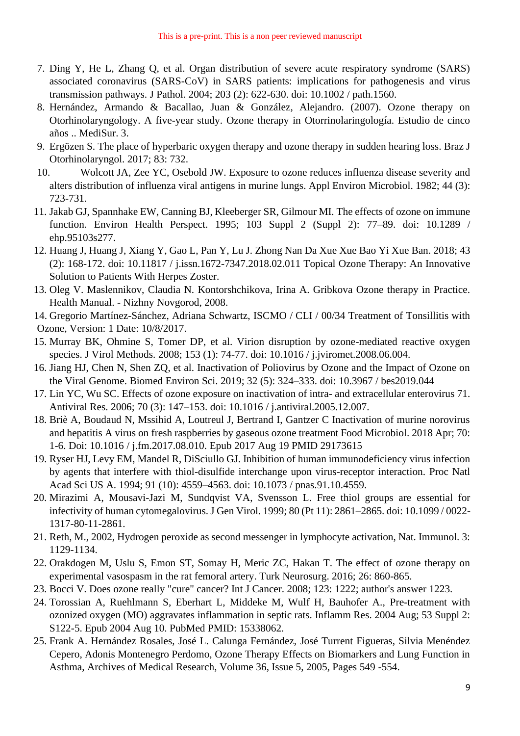7. Ding Y, He L, Zhang Q, et al. Organ distribution of severe acute respiratory syndrome (SARS) associated coronavirus (SARS-CoV) in SARS patients: implications for pathogenesis and virus transmission pathways. J Pathol. 2004; 203 (2): 622-630. doi: 10.1002 / path.1560.
8. Hernández, Armando & Bacallao, Juan & González, Alejandro. (2007). Ozone therapy on Otorhinolaryngology. A five-year study. Ozone therapy in Otorrinolaringología. Estudio de cinco años .. MediSur. 3.
9. Ergözen S. The place of hyperbaric oxygen therapy and ozone therapy in sudden hearing loss. Braz J Otorhinolaryngol. 2017; 83: 732.
10. Wolcott JA, Zee YC, Osebold JW. Exposure to ozone reduces influenza disease severity and alters distribution of influenza viral antigens in murine lungs. Appl Environ Microbiol. 1982; 44 (3): 723-731.
11. Jakab GJ, Spannhake EW, Canning BJ, Kleeberger SR, Gilmour MI. The effects of ozone on immune function. Environ Health Perspect. 1995; 103 Suppl 2 (Suppl 2): 77–89. doi: 10.1289 / ehp.95103s277.
12. Huang J, Huang J, Xiang Y, Gao L, Pan Y, Lu J. Zhong Nan Da Xue Xue Bao Yi Xue Ban. 2018; 43 (2): 168-172. doi: 10.11817 / j.issn.1672-7347.2018.02.011 Topical Ozone Therapy: An Innovative Solution to Patients With Herpes Zoster.
13. Oleg V. Maslennikov, Claudia N. Kontorshchikova, Irina A. Gribkova Ozone therapy in Practice. Health Manual. - Nizhny Novgorod, 2008.
14. Gregorio Martínez-Sánchez, Adriana Schwartz, ISCMO / CLI / 00/34 Treatment of Tonsillitis with Ozone, Version: 1 Date: 10/8/2017.
15. Murray BK, Ohmine S, Tomer DP, et al. Virion disruption by ozone-mediated reactive oxygen species. J Virol Methods. 2008; 153 (1): 74-77. doi: 10.1016 / j.jviromet.2008.06.004.
16. Jiang HJ, Chen N, Shen ZQ, et al. Inactivation of Poliovirus by Ozone and the Impact of Ozone on the Viral Genome. Biomed Environ Sci. 2019; 32 (5): 324–333. doi: 10.3967 / bes2019.044
17. Lin YC, Wu SC. Effects of ozone exposure on inactivation of intra- and extracellular enterovirus 71. Antiviral Res. 2006; 70 (3): 147–153. doi: 10.1016 / j.antiviral.2005.12.007.
18. Briè A, Boudaud N, Mssihid A, Loutreul J, Bertrand I, Gantzer C Inactivation of murine norovirus and hepatitis A virus on fresh raspberries by gaseous ozone treatment Food Microbiol. 2018 Apr; 70: 1-6. Doi: 10.1016 / j.fm.2017.08.010. Epub 2017 Aug 19 PMID 29173615
19. Ryser HJ, Levy EM, Mandel R, DiSciullo GJ. Inhibition of human immunodeficiency virus infection by agents that interfere with thiol-disulfide interchange upon virus-receptor interaction. Proc Natl Acad Sci US A. 1994; 91 (10): 4559–4563. doi: 10.1073 / pnas.91.10.4559.
20. Mirazimi A, Mousavi-Jazi M, Sundqvist VA, Svensson L. Free thiol groups are essential for infectivity of human cytomegalovirus. J Gen Virol. 1999; 80 (Pt 11): 2861–2865. doi: 10.1099 / 0022-1317-80-11-2861.
21. Reth, M., 2002, Hydrogen peroxide as second messenger in lymphocyte activation, Nat. Immunol. 3: 1129-1134.
22. Orakdogen M, Uslu S, Emon ST, Somay H, Meric ZC, Hakan T. The effect of ozone therapy on experimental vasospasm in the rat femoral artery. Turk Neurosurg. 2016; 26: 860-865.
23. Bocci V. Does ozone really "cure" cancer? Int J Cancer. 2008; 123: 1222; author's answer 1223.
24. Torossian A, Ruehlmann S, Eberhart L, Middeke M, Wulf H, Bauhofer A., Pre-treatment with ozonized oxygen (MO) aggravates inflammation in septic rats. Inflamm Res. 2004 Aug; 53 Suppl 2: S122-5. Epub 2004 Aug 10. PubMed PMID: 15338062.
25. Frank A. Hernández Rosales, José L. Calunga Fernández, José Turrent Figueras, Silvia Menéndez Cepero, Adonis Montenegro Perdomo, Ozone Therapy Effects on Biomarkers and Lung Function in Asthma, Archives of Medical Research, Volume 36, Issue 5, 2005, Pages 549 -554.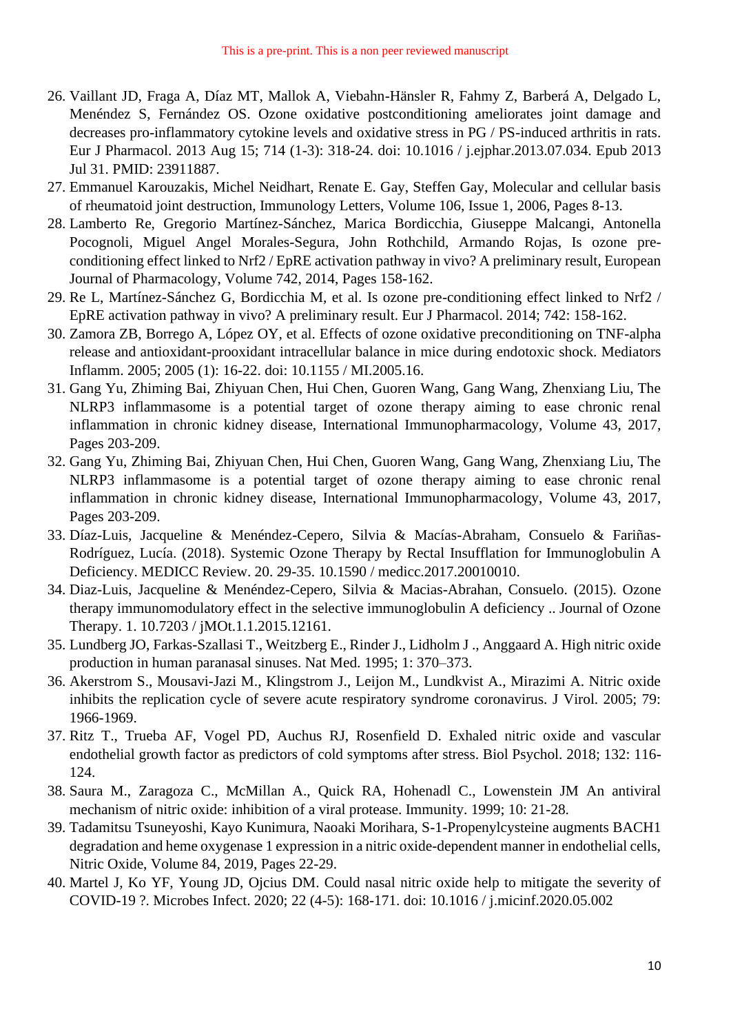26. Vaillant JD, Fraga A, Díaz MT, Mallok A, Viebahn-Hänsler R, Fahmy Z, Barberá A, Delgado L, Menéndez S, Fernández OS. Ozone oxidative postconditioning ameliorates joint damage and decreases pro-inflammatory cytokine levels and oxidative stress in PG / PS-induced arthritis in rats. Eur J Pharmacol. 2013 Aug 15; 714 (1-3): 318-24. doi: 10.1016 / j.ejphar.2013.07.034. Epub 2013 Jul 31. PMID: 23911887.
27. Emmanuel Karouzakis, Michel Neidhart, Renate E. Gay, Steffen Gay, Molecular and cellular basis of rheumatoid joint destruction, Immunology Letters, Volume 106, Issue 1, 2006, Pages 8-13.
28. Lamberto Re, Gregorio Martínez-Sánchez, Marica Bordicchia, Giuseppe Malcangi, Antonella Pocognoli, Miguel Angel Morales-Segura, John Rothchild, Armando Rojas, Is ozone pre-conditioning effect linked to Nrf2 / EpRE activation pathway in vivo? A preliminary result, European Journal of Pharmacology, Volume 742, 2014, Pages 158-162.
29. Re L, Martínez-Sánchez G, Bordicchia M, et al. Is ozone pre-conditioning effect linked to Nrf2 / EpRE activation pathway in vivo? A preliminary result. Eur J Pharmacol. 2014; 742: 158-162.
30. Zamora ZB, Borrego A, López OY, et al. Effects of ozone oxidative preconditioning on TNF-alpha release and antioxidant-prooxidant intracellular balance in mice during endotoxic shock. Mediators Inflamm. 2005; 2005 (1): 16-22. doi: 10.1155 / MI.2005.16.
31. Gang Yu, Zhiming Bai, Zhiyuan Chen, Hui Chen, Guoren Wang, Gang Wang, Zhenxiang Liu, The NLRP3 inflammasome is a potential target of ozone therapy aiming to ease chronic renal inflammation in chronic kidney disease, International Immunopharmacology, Volume 43, 2017, Pages 203-209.
32. Gang Yu, Zhiming Bai, Zhiyuan Chen, Hui Chen, Guoren Wang, Gang Wang, Zhenxiang Liu, The NLRP3 inflammasome is a potential target of ozone therapy aiming to ease chronic renal inflammation in chronic kidney disease, International Immunopharmacology, Volume 43, 2017, Pages 203-209.
33. Díaz-Luis, Jacqueline & Menéndez-Cepero, Silvia & Macías-Abraham, Consuelo & Fariñas-Rodríguez, Lucía. (2018). Systemic Ozone Therapy by Rectal Insufflation for Immunoglobulin A Deficiency. MEDICC Review. 20. 29-35. 10.1590 / medicc.2017.20010010.
34. Diaz-Luis, Jacqueline & Menéndez-Cepero, Silvia & Macias-Abrahan, Consuelo. (2015). Ozone therapy immunomodulatory effect in the selective immunoglobulin A deficiency .. Journal of Ozone Therapy. 1. 10.7203 / jMOt.1.1.2015.12161.
35. Lundberg JO, Farkas-Szallasi T., Weitzberg E., Rinder J., Lidholm J ., Anggaard A. High nitric oxide production in human paranasal sinuses. Nat Med. 1995; 1: 370–373.
36. Akerstrom S., Mousavi-Jazi M., Klingstrom J., Leijon M., Lundkvist A., Mirazimi A. Nitric oxide inhibits the replication cycle of severe acute respiratory syndrome coronavirus. J Virol. 2005; 79: 1966-1969.
37. Ritz T., Trueba AF, Vogel PD, Auchus RJ, Rosenfield D. Exhaled nitric oxide and vascular endothelial growth factor as predictors of cold symptoms after stress. Biol Psychol. 2018; 132: 116-124.
38. Saura M., Zaragoza C., McMillan A., Quick RA, Hohenadl C., Lowenstein JM An antiviral mechanism of nitric oxide: inhibition of a viral protease. Immunity. 1999; 10: 21-28.
39. Tadamitsu Tsuneyoshi, Kayo Kunimura, Naoaki Morihara, S-1-Propenylcysteine augments BACH1 degradation and heme oxygenase 1 expression in a nitric oxide-dependent manner in endothelial cells, Nitric Oxide, Volume 84, 2019, Pages 22-29.
40. Martel J, Ko YF, Young JD, Ojcius DM. Could nasal nitric oxide help to mitigate the severity of COVID-19 ?. Microbes Infect. 2020; 22 (4-5): 168-171. doi: 10.1016 / j.micinf.2020.05.002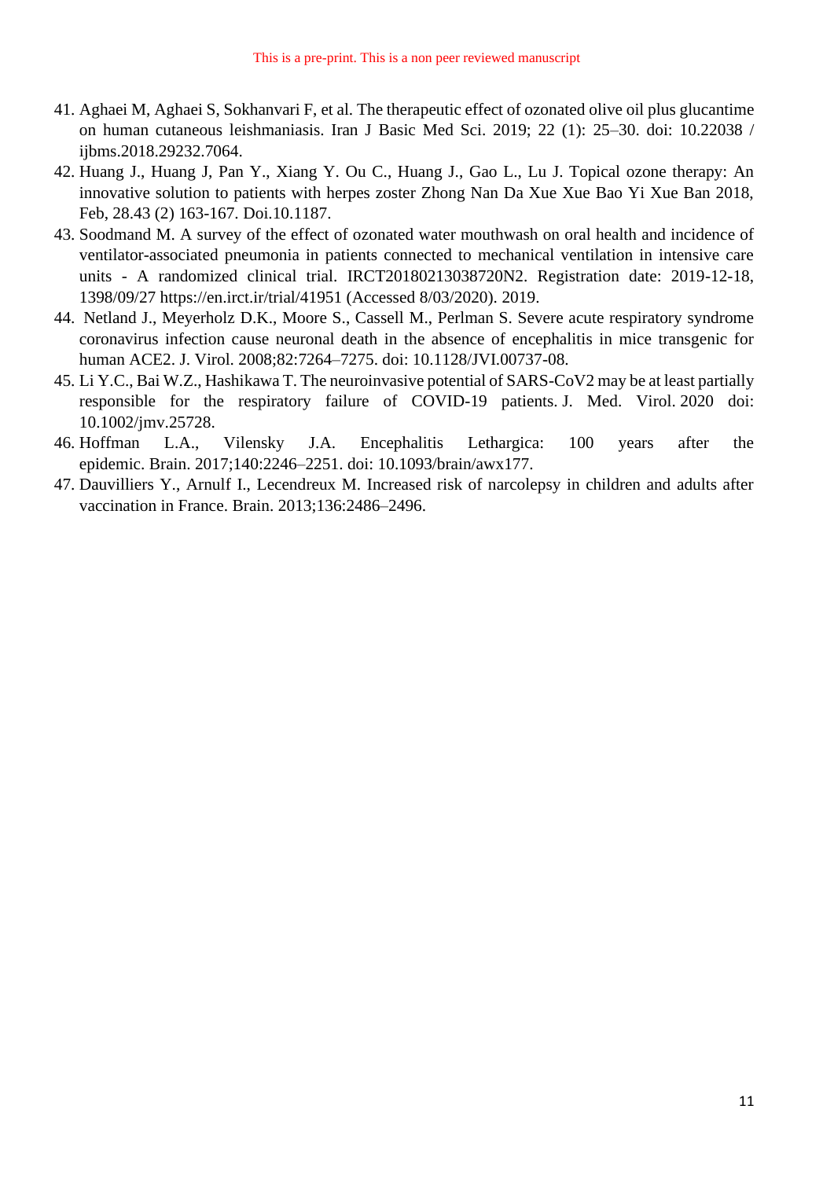41. Aghaei M, Aghaei S, Sokhanvari F, et al. The therapeutic effect of ozonated olive oil plus glucantime on human cutaneous leishmaniasis. Iran J Basic Med Sci. 2019; 22 (1): 25–30. doi: 10.22038 / ijbms.2018.29232.7064.
42. Huang J., Huang J, Pan Y., Xiang Y. Ou C., Huang J., Gao L., Lu J. Topical ozone therapy: An innovative solution to patients with herpes zoster Zhong Nan Da Xue Xue Bao Yi Xue Ban 2018, Feb, 28.43 (2) 163-167. Doi.10.1187.
43. Soodmand M. A survey of the effect of ozonated water mouthwash on oral health and incidence of ventilator-associated pneumonia in patients connected to mechanical ventilation in intensive care units - A randomized clinical trial. IRCT20180213038720N2. Registration date: 2019-12-18, 1398/09/27 https://en.irct.ir/trial/41951 (Accessed 8/03/2020). 2019.
44. Netland J., Meyerholz D.K., Moore S., Cassell M., Perlman S. Severe acute respiratory syndrome coronavirus infection cause neuronal death in the absence of encephalitis in mice transgenic for human ACE2. J. Virol. 2008;82:7264–7275. doi: 10.1128/JVI.00737-08.
45. Li Y.C., Bai W.Z., Hashikawa T. The neuroinvasive potential of SARS-CoV2 may be at least partially responsible for the respiratory failure of COVID-19 patients. J. Med. Virol. 2020 doi: 10.1002/jmv.25728.
46. Hoffman L.A., Vilensky J.A. Encephalitis Lethargica: 100 years after the epidemic. Brain. 2017;140:2246–2251. doi: 10.1093/brain/awx177.
47. Dauvilliers Y., Arnulf I., Lecendreux M. Increased risk of narcolepsy in children and adults after vaccination in France. Brain. 2013;136:2486–2496.